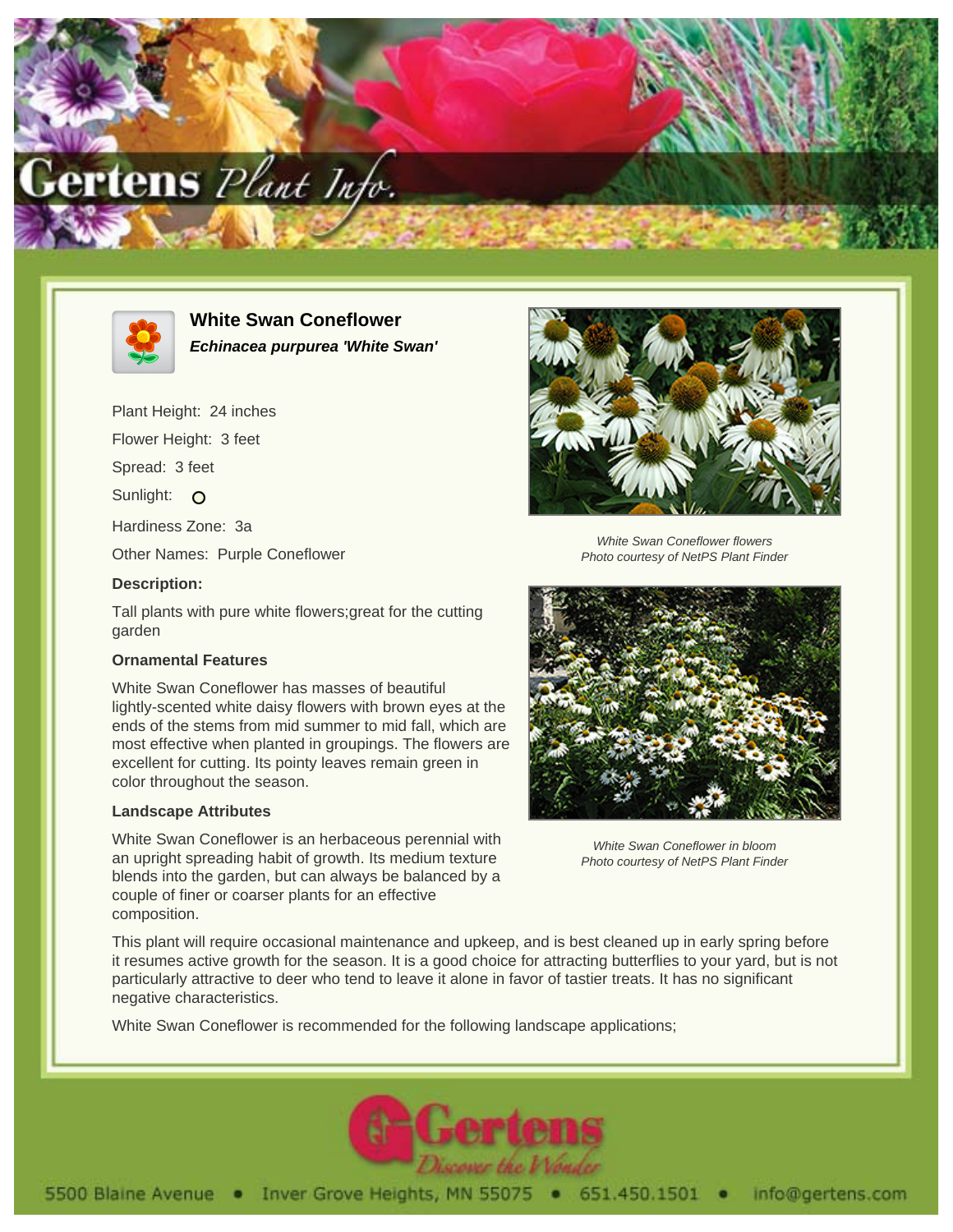# White Swan Coneflower

***Echinacea purpurea 'White Swan'***

Plant Height: 24 inches

Flower Height: 3 feet

Spread: 3 feet

Sunlight: O

Hardiness Zone: 3a

Other Names: Purple Coneflower

**Description:**

Tall plants with pure white flowers;great for the cutting garden

### Ornamental Features

White Swan Coneflower has masses of beautiful lightly-scented white daisy flowers with brown eyes at the ends of the stems from mid summer to mid fall, which are most effective when planted in groupings. The flowers are excellent for cutting. Its pointy leaves remain green in color throughout the season.

*White Swan Coneflower flowers*
*Photo courtesy of NetPS Plant Finder*

### Landscape Attributes

White Swan Coneflower is an herbaceous perennial with an upright spreading habit of growth. Its medium texture blends into the garden, but can always be balanced by a couple of finer or coarser plants for an effective composition.

*White Swan Coneflower in bloom*
*Photo courtesy of NetPS Plant Finder*

This plant will require occasional maintenance and upkeep, and is best cleaned up in early spring before it resumes active growth for the season. It is a good choice for attracting butterflies to your yard, but is not particularly attractive to deer who tend to leave it alone in favor of tastier treats. It has no significant negative characteristics.

White Swan Coneflower is recommended for the following landscape applications;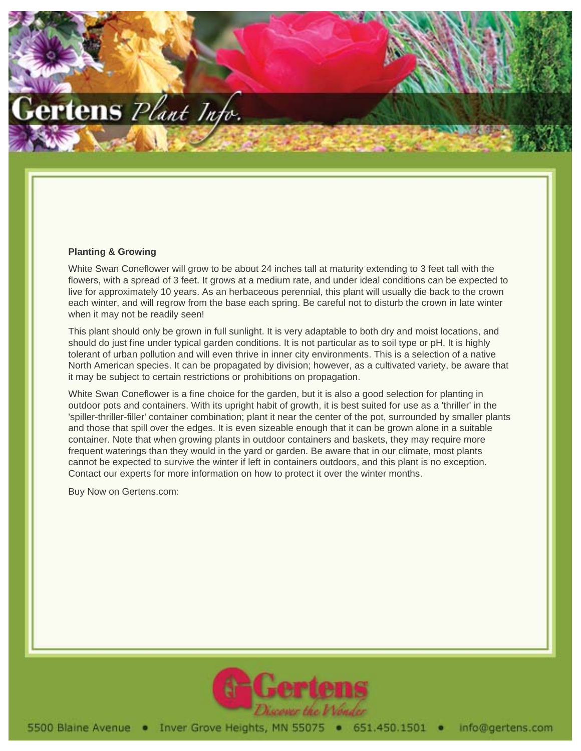### Planting & Growing

White Swan Coneflower will grow to be about 24 inches tall at maturity extending to 3 feet tall with the flowers, with a spread of 3 feet. It grows at a medium rate, and under ideal conditions can be expected to live for approximately 10 years. As an herbaceous perennial, this plant will usually die back to the crown each winter, and will regrow from the base each spring. Be careful not to disturb the crown in late winter when it may not be readily seen!

This plant should only be grown in full sunlight. It is very adaptable to both dry and moist locations, and should do just fine under typical garden conditions. It is not particular as to soil type or pH. It is highly tolerant of urban pollution and will even thrive in inner city environments. This is a selection of a native North American species. It can be propagated by division; however, as a cultivated variety, be aware that it may be subject to certain restrictions or prohibitions on propagation.

White Swan Coneflower is a fine choice for the garden, but it is also a good selection for planting in outdoor pots and containers. With its upright habit of growth, it is best suited for use as a 'thriller' in the 'spiller-thriller-filler' container combination; plant it near the center of the pot, surrounded by smaller plants and those that spill over the edges. It is even sizeable enough that it can be grown alone in a suitable container. Note that when growing plants in outdoor containers and baskets, they may require more frequent waterings than they would in the yard or garden. Be aware that in our climate, most plants cannot be expected to survive the winter if left in containers outdoors, and this plant is no exception. Contact our experts for more information on how to protect it over the winter months.

Buy Now on Gertens.com:

Gertens
Discover the Wonder

5500 Blaine Avenue • Inver Grove Heights, MN 55075 • 651.450.1501 • info@gertens.com